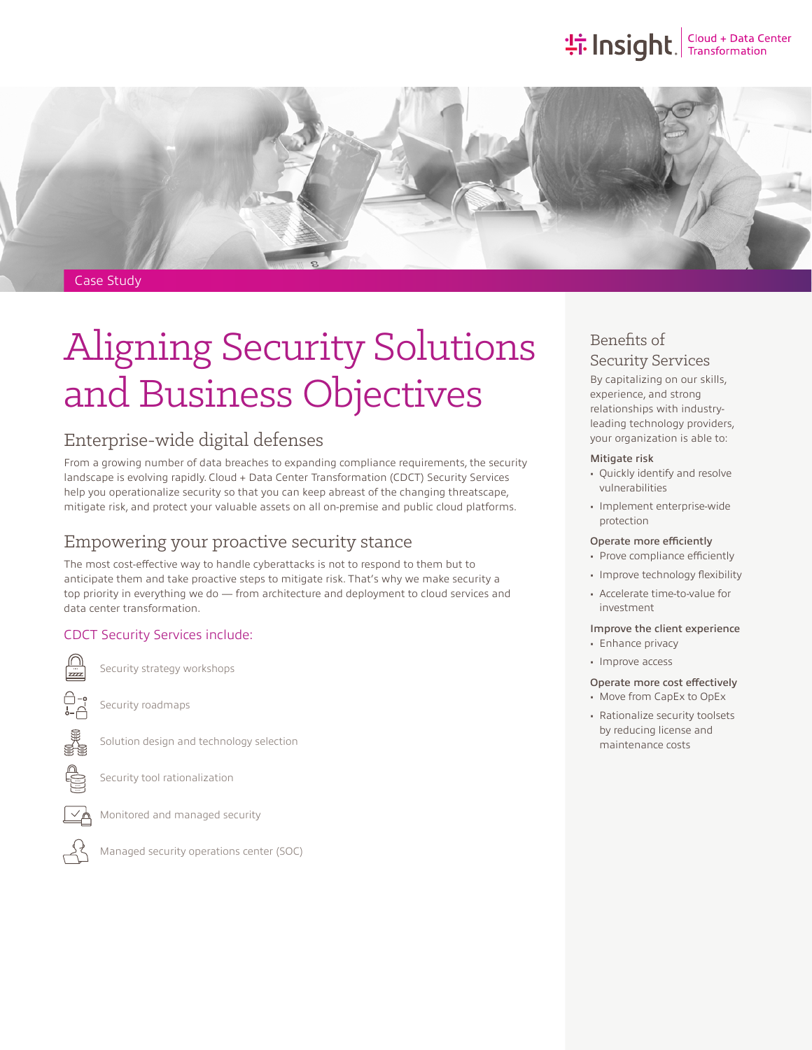Case Study

# Aligning Security Solutions and Business Objectives

## Enterprise-wide digital defenses

From a growing number of data breaches to expanding compliance requirements, the security landscape is evolving rapidly. Cloud + Data Center Transformation (CDCT) Security Services help you operationalize security so that you can keep abreast of the changing threatscape, mitigate risk, and protect your valuable assets on all on-premise and public cloud platforms.

## Empowering your proactive security stance

The most cost-effective way to handle cyberattacks is not to respond to them but to anticipate them and take proactive steps to mitigate risk. That's why we make security a top priority in everything we do — from architecture and deployment to cloud services and data center transformation.

### CDCT Security Services include:

- Security strategy workshops
- Security roadmaps
- Solution design and technology selection
- Security tool rationalization
- Monitored and managed security
- Managed security operations center (SOC)

## Benefits of Security Services

By capitalizing on our skills, experience, and strong relationships with industry-leading technology providers, your organization is able to:

**Mitigate risk**

- Quickly identify and resolve vulnerabilities
- Implement enterprise-wide protection

**Operate more efficiently**

- Prove compliance efficiently
- Improve technology flexibility
- Accelerate time-to-value for investment

**Improve the client experience**

- Enhance privacy
- Improve access

**Operate more cost effectively**

- Move from CapEx to OpEx
- Rationalize security toolsets by reducing license and maintenance costs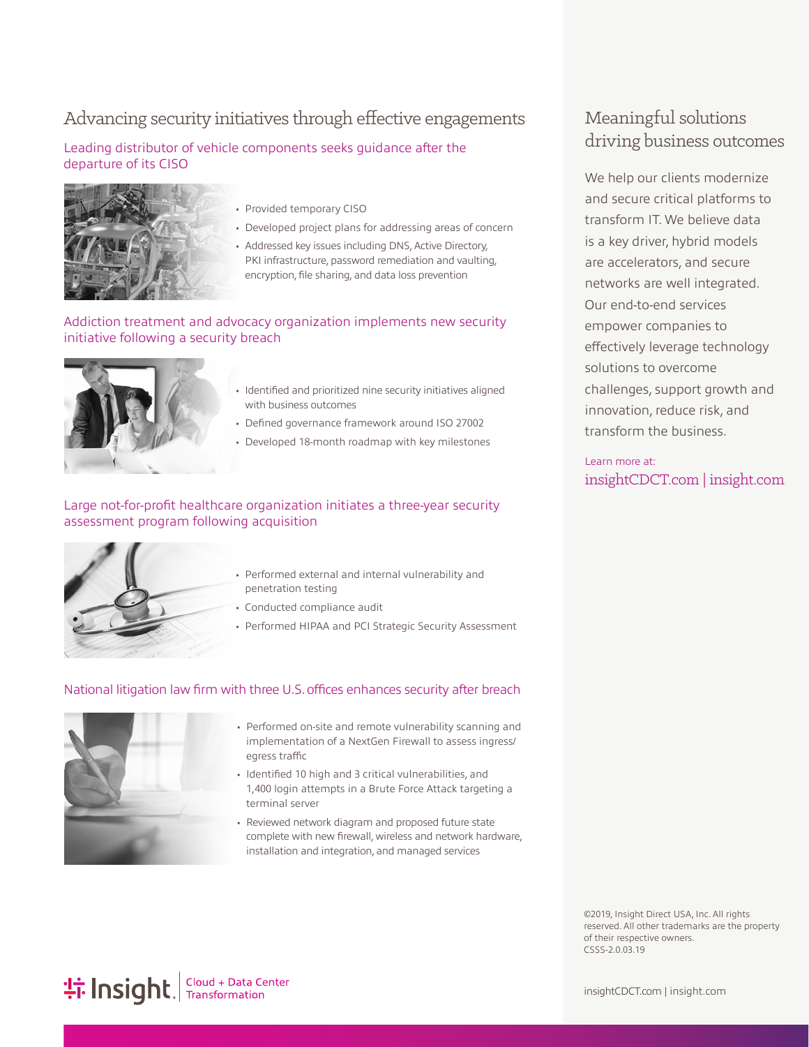# Advancing security initiatives through effective engagements

### Leading distributor of vehicle components seeks guidance after the departure of its CISO

- Provided temporary CISO
- Developed project plans for addressing areas of concern
- Addressed key issues including DNS, Active Directory, PKI infrastructure, password remediation and vaulting, encryption, file sharing, and data loss prevention

### Addiction treatment and advocacy organization implements new security initiative following a security breach

- Identified and prioritized nine security initiatives aligned with business outcomes
- Defined governance framework around ISO 27002
- Developed 18-month roadmap with key milestones

### Large not-for-profit healthcare organization initiates a three-year security assessment program following acquisition

- Performed external and internal vulnerability and penetration testing
- Conducted compliance audit
- Performed HIPAA and PCI Strategic Security Assessment

### National litigation law firm with three U.S. offices enhances security after breach

- Performed on-site and remote vulnerability scanning and implementation of a NextGen Firewall to assess ingress/egress traffic
- Identified 10 high and 3 critical vulnerabilities, and 1,400 login attempts in a Brute Force Attack targeting a terminal server
- Reviewed network diagram and proposed future state complete with new firewall, wireless and network hardware, installation and integration, and managed services

## Meaningful solutions driving business outcomes

We help our clients modernize and secure critical platforms to transform IT. We believe data is a key driver, hybrid models are accelerators, and secure networks are well integrated. Our end-to-end services empower companies to effectively leverage technology solutions to overcome challenges, support growth and innovation, reduce risk, and transform the business.

Learn more at:
insightCDCT.com | insight.com

©2019, Insight Direct USA, Inc. All rights reserved. All other trademarks are the property of their respective owners.
CSSS-2.0.03.19

Insight. | Cloud + Data Center Transformation

insightCDCT.com | insight.com